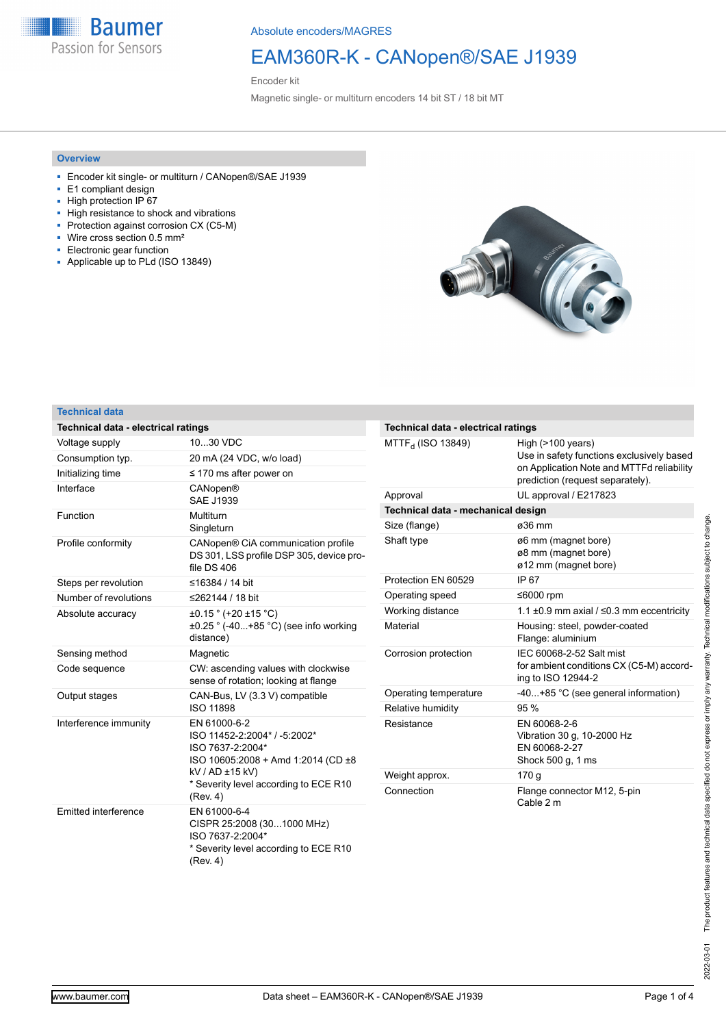Absolute encoders/MAGRES

# EAM360R-K - CANopen®/SAE J1939

Encoder kit

Magnetic single- or multiturn encoders 14 bit ST / 18 bit MT

## Overview

- Encoder kit single- or multiturn / CANopen®/SAE J1939
- E1 compliant design
- High protection IP 67
- High resistance to shock and vibrations
- Protection against corrosion CX (C5-M)
- Wire cross section 0.5 mm²
- Electronic gear function
- Applicable up to PLd (ISO 13849)

## Technical data

| Technical data - electrical ratings | |
|---|---|
| Voltage supply | 10...30 VDC |
| Consumption typ. | 20 mA (24 VDC, w/o load) |
| Initializing time | ≤ 170 ms after power on |
| Interface | CANopen®<br>SAE J1939 |
| Function | Multiturn<br>Singleturn |
| Profile conformity | CANopen® CiA communication profile DS 301, LSS profile DSP 305, device profile DS 406 |
| Steps per revolution | ≤16384 / 14 bit |
| Number of revolutions | ≤262144 / 18 bit |
| Absolute accuracy | ±0.15 ° (+20 ±15 °C)<br>±0.25 ° (-40...+85 °C) (see info working distance) |
| Sensing method | Magnetic |
| Code sequence | CW: ascending values with clockwise sense of rotation; looking at flange |
| Output stages | CAN-Bus, LV (3.3 V) compatible<br>ISO 11898 |
| Interference immunity | EN 61000-6-2<br>ISO 11452-2:2004* / -5:2002*<br>ISO 7637-2:2004*<br>ISO 10605:2008 + Amd 1:2014 (CD ±8 kV / AD ±15 kV)<br>* Severity level according to ECE R10 (Rev. 4) |
| Emitted interference | EN 61000-6-4<br>CISPR 25:2008 (30...1000 MHz)<br>ISO 7637-2:2004*<br>* Severity level according to ECE R10 (Rev. 4) |
| $MTTF_d$ (ISO 13849) | High (>100 years)<br>Use in safety functions exclusively based on Application Note and MTTFd reliability prediction (request separately). |
| Approval | UL approval / E217823 |

| Technical data - mechanical design | |
|---|---|
| Size (flange) | ø36 mm |
| Shaft type | ø6 mm (magnet bore)<br>ø8 mm (magnet bore)<br>ø12 mm (magnet bore) |
| Protection EN 60529 | IP 67 |
| Operating speed | ≤6000 rpm |
| Working distance | 1.1 ±0.9 mm axial / ≤0.3 mm eccentricity |
| Material | Housing: steel, powder-coated<br>Flange: aluminium |
| Corrosion protection | IEC 60068-2-52 Salt mist for ambient conditions CX (C5-M) according to ISO 12944-2 |
| Operating temperature | -40...+85 °C (see general information) |
| Relative humidity | 95 % |
| Resistance | EN 60068-2-6<br>Vibration 30 g, 10-2000 Hz<br>EN 60068-2-27<br>Shock 500 g, 1 ms |
| Weight approx. | 170 g |
| Connection | Flange connector M12, 5-pin<br>Cable 2 m |

2022-03-01 The product features and technical data specified do not express or imply any warranty. Technical modifications subject to change.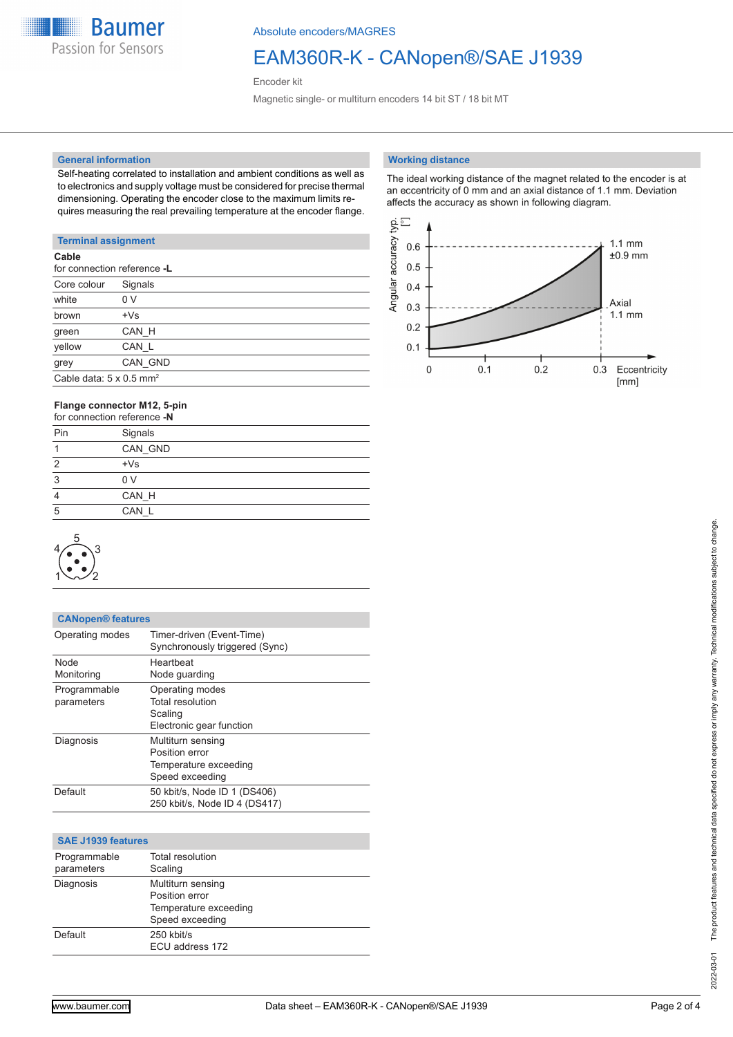## General information

Self-heating correlated to installation and ambient conditions as well as to electronics and supply voltage must be considered for precise thermal dimensioning. Operating the encoder close to the maximum limits requires measuring the real prevailing temperature at the encoder flange.

## Terminal assignment

**Cable**
for connection reference **-L**

| Core colour | Signals |
|---|---|
| white | 0 V |
| brown | +Vs |
| green | CAN_H |
| yellow | CAN_L |
| grey | CAN_GND |
| Cable data: 5 x 0.5 mm² | |

**Flange connector M12, 5-pin**
for connection reference **-N**

| Pin | Signals |
|---|---|
| 1 | CAN_GND |
| 2 | +Vs |
| 3 | 0 V |
| 4 | CAN_H |
| 5 | CAN_L |

## CANopen® features

| | |
|---|---|
| Operating modes | Timer-driven (Event-Time)<br>Synchronously triggered (Sync) |
| Node Monitoring | Heartbeat<br>Node guarding |
| Programmable parameters | Operating modes<br>Total resolution<br>Scaling<br>Electronic gear function |
| Diagnosis | Multiturn sensing<br>Position error<br>Temperature exceeding<br>Speed exceeding |
| Default | 50 kbit/s, Node ID 1 (DS406)<br>250 kbit/s, Node ID 4 (DS417) |

## SAE J1939 features

| | |
|---|---|
| Programmable parameters | Total resolution<br>Scaling |
| Diagnosis | Multiturn sensing<br>Position error<br>Temperature exceeding<br>Speed exceeding |
| Default | 250 kbit/s<br>ECU address 172 |

## Working distance

The ideal working distance of the magnet related to the encoder is at an eccentricity of 0 mm and an axial distance of 1.1 mm. Deviation affects the accuracy as shown in following diagram.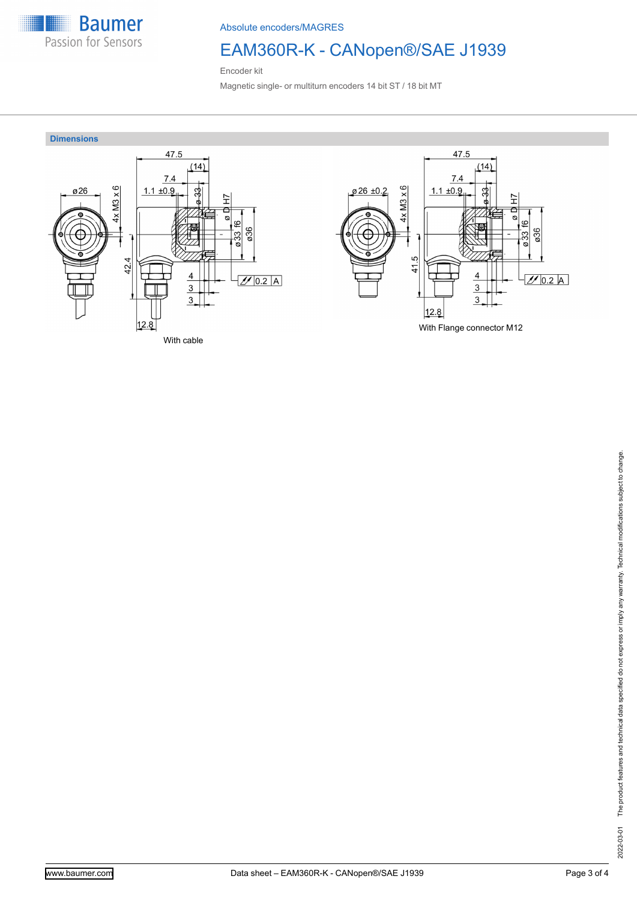## Dimensions

With cable

With Flange connector M12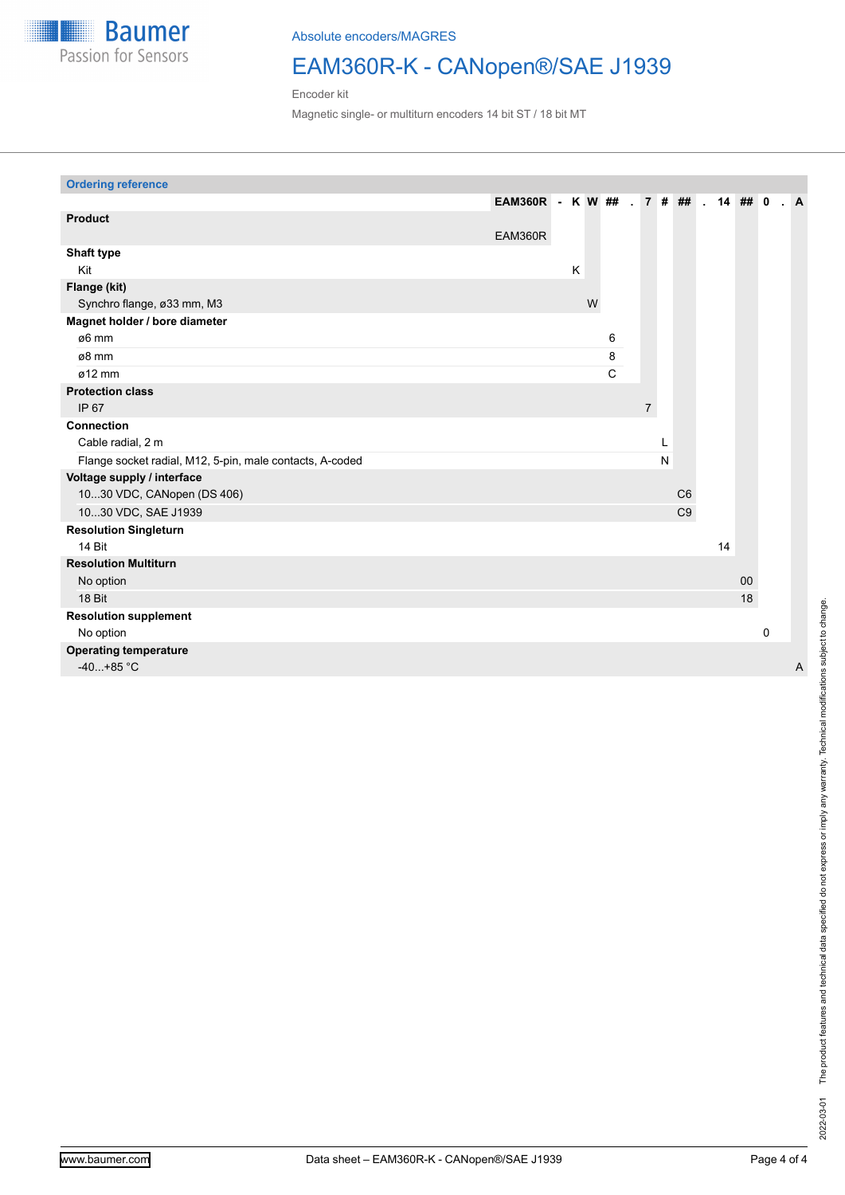Absolute encoders/MAGRES

# EAM360R-K - CANopen®/SAE J1939

Encoder kit

Magnetic single- or multiturn encoders 14 bit ST / 18 bit MT

## Ordering reference

| | EAM360R | - | K | W | ## | . | 7 | # | ## | . | 14 | ## | 0 | . | A |
|---|---|---|---|---|---|---|---|---|---|---|---|---|---|---|---|
| **Product** | | | | | | | | | | | | | | | |
| | EAM360R | | | | | | | | | | | | | | |
| **Shaft type** | | | | | | | | | | | | | | | |
| Kit | | | K | | | | | | | | | | | | |
| **Flange (kit)** | | | | | | | | | | | | | | | |
| Synchro flange, ø33 mm, M3 | | | | W | | | | | | | | | | | |
| **Magnet holder / bore diameter** | | | | | | | | | | | | | | | |
| ø6 mm | | | | | 6 | | | | | | | | | | |
| ø8 mm | | | | | 8 | | | | | | | | | | |
| ø12 mm | | | | | C | | | | | | | | | | |
| **Protection class** | | | | | | | | | | | | | | | |
| IP 67 | | | | | | | 7 | | | | | | | | |
| **Connection** | | | | | | | | | | | | | | | |
| Cable radial, 2 m | | | | | | | | L | | | | | | | |
| Flange socket radial, M12, 5-pin, male contacts, A-coded | | | | | | | | N | | | | | | | |
| **Voltage supply / interface** | | | | | | | | | | | | | | | |
| 10...30 VDC, CANopen (DS 406) | | | | | | | | | C6 | | | | | | |
| 10...30 VDC, SAE J1939 | | | | | | | | | C9 | | | | | | |
| **Resolution Singleturn** | | | | | | | | | | | | | | | |
| 14 Bit | | | | | | | | | | | 14 | | | | |
| **Resolution Multiturn** | | | | | | | | | | | | | | | |
| No option | | | | | | | | | | | | 00 | | | |
| 18 Bit | | | | | | | | | | | | 18 | | | |
| **Resolution supplement** | | | | | | | | | | | | | | | |
| No option | | | | | | | | | | | | | 0 | | |
| **Operating temperature** | | | | | | | | | | | | | | | |
| -40...+85 °C | | | | | | | | | | | | | | | A |

The product features and technical data specified do not express or imply any warranty. Technical modifications subject to change.

2022-03-01